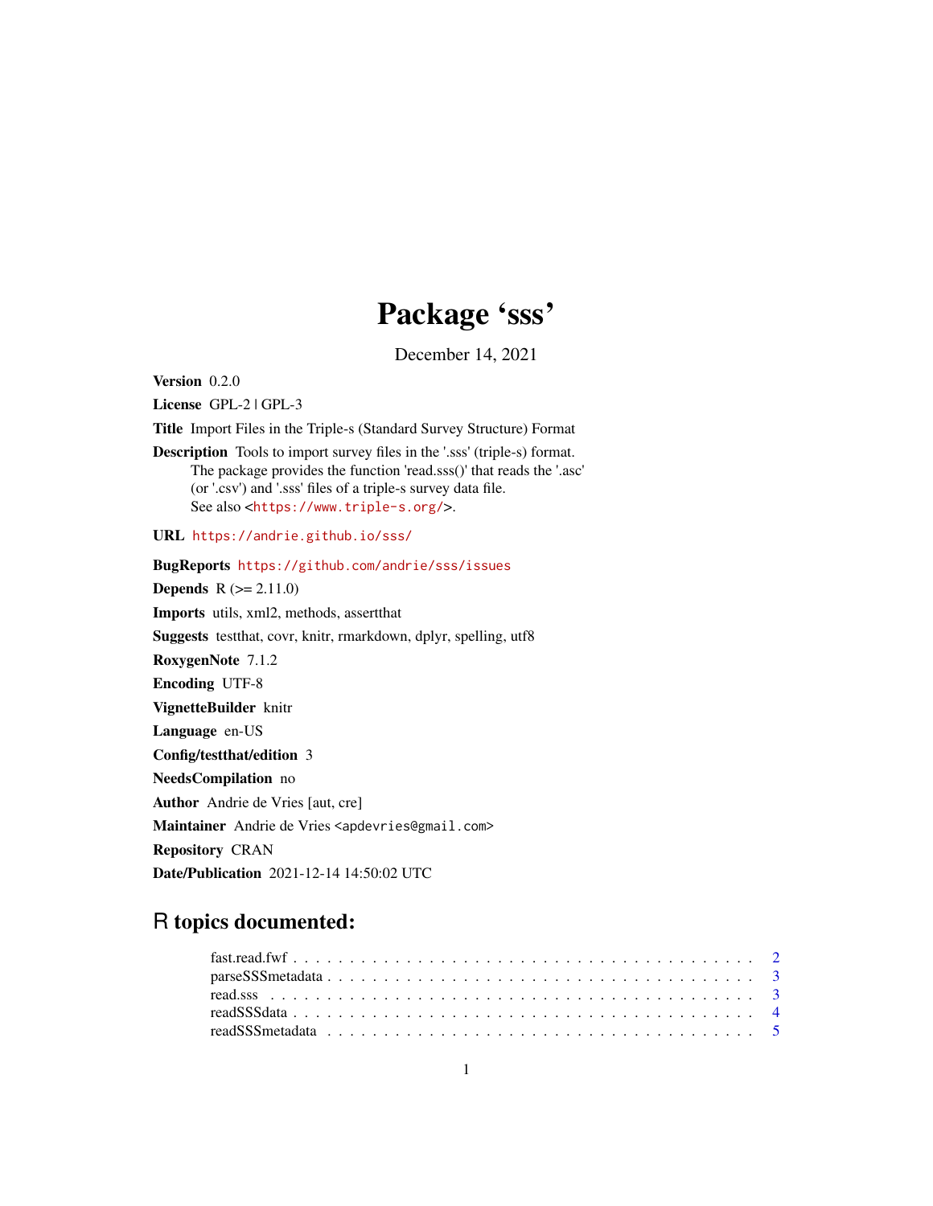# Package 'sss'

December 14, 2021

**Version** 0.2.0

**License** GPL-2 | GPL-3

**Title** Import Files in the Triple-s (Standard Survey Structure) Format

**Description** Tools to import survey files in the '.sss' (triple-s) format.
The package provides the function 'read.sss()' that reads the '.asc'
(or '.csv') and '.sss' files of a triple-s survey data file.
See also <https://www.triple-s.org/>.

**URL** https://andrie.github.io/sss/

**BugReports** https://github.com/andrie/sss/issues

**Depends** R (>= 2.11.0)

**Imports** utils, xml2, methods, assertthat

**Suggests** testthat, covr, knitr, rmarkdown, dplyr, spelling, utf8

**RoxygenNote** 7.1.2

**Encoding** UTF-8

**VignetteBuilder** knitr

**Language** en-US

**Config/testthat/edition** 3

**NeedsCompilation** no

**Author** Andrie de Vries [aut, cre]

**Maintainer** Andrie de Vries <apdevries@gmail.com>

**Repository** CRAN

**Date/Publication** 2021-12-14 14:50:02 UTC

## R topics documented:

- fast.read.fwf . . . . . . . . . . 2
- parseSSSmetadata . . . . . . . . . . 3
- read.sss . . . . . . . . . . 3
- readSSSdata . . . . . . . . . . 4
- readSSSmetadata . . . . . . . . . . 5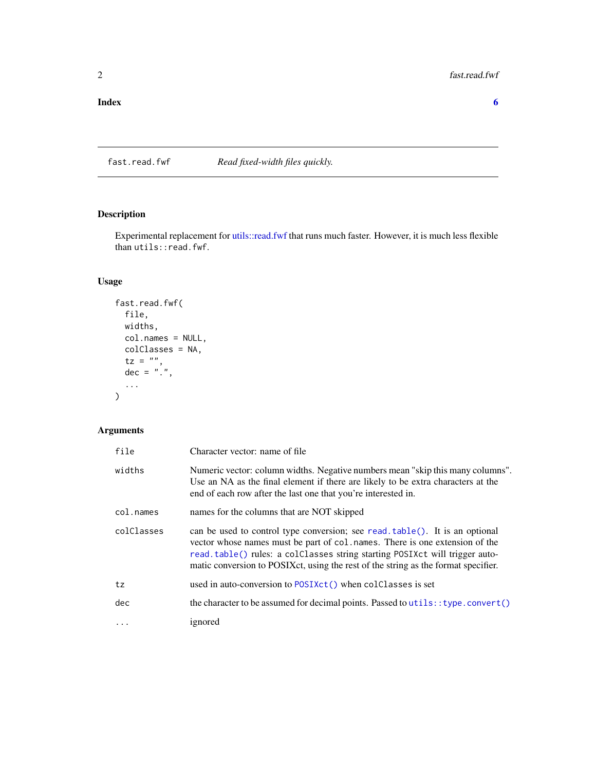**Index** **6**

---

fast.read.fwf *Read fixed-width files quickly.*

---

### Description

Experimental replacement for utils::read.fwf that runs much faster. However, it is much less flexible than `utils::read.fwf`.

### Usage

```
fast.read.fwf(
  file,
  widths,
  col.names = NULL,
  colClasses = NA,
  tz = "",
  dec = ".",
  ...
)
```

### Arguments

| | |
|---|---|
| `file` | Character vector: name of file |
| `widths` | Numeric vector: column widths. Negative numbers mean "skip this many columns". Use an NA as the final element if there are likely to be extra characters at the end of each row after the last one that you're interested in. |
| `col.names` | names for the columns that are NOT skipped |
| `colClasses` | can be used to control type conversion; see `read.table()`. It is an optional vector whose names must be part of `col.names`. There is one extension of the `read.table()` rules: a `colClasses` string starting `POSIXct` will trigger automatic conversion to POSIXct, using the rest of the string as the format specifier. |
| `tz` | used in auto-conversion to `POSIXct()` when `colClasses` is set |
| `dec` | the character to be assumed for decimal points. Passed to `utils::type.convert()` |
| `...` | ignored |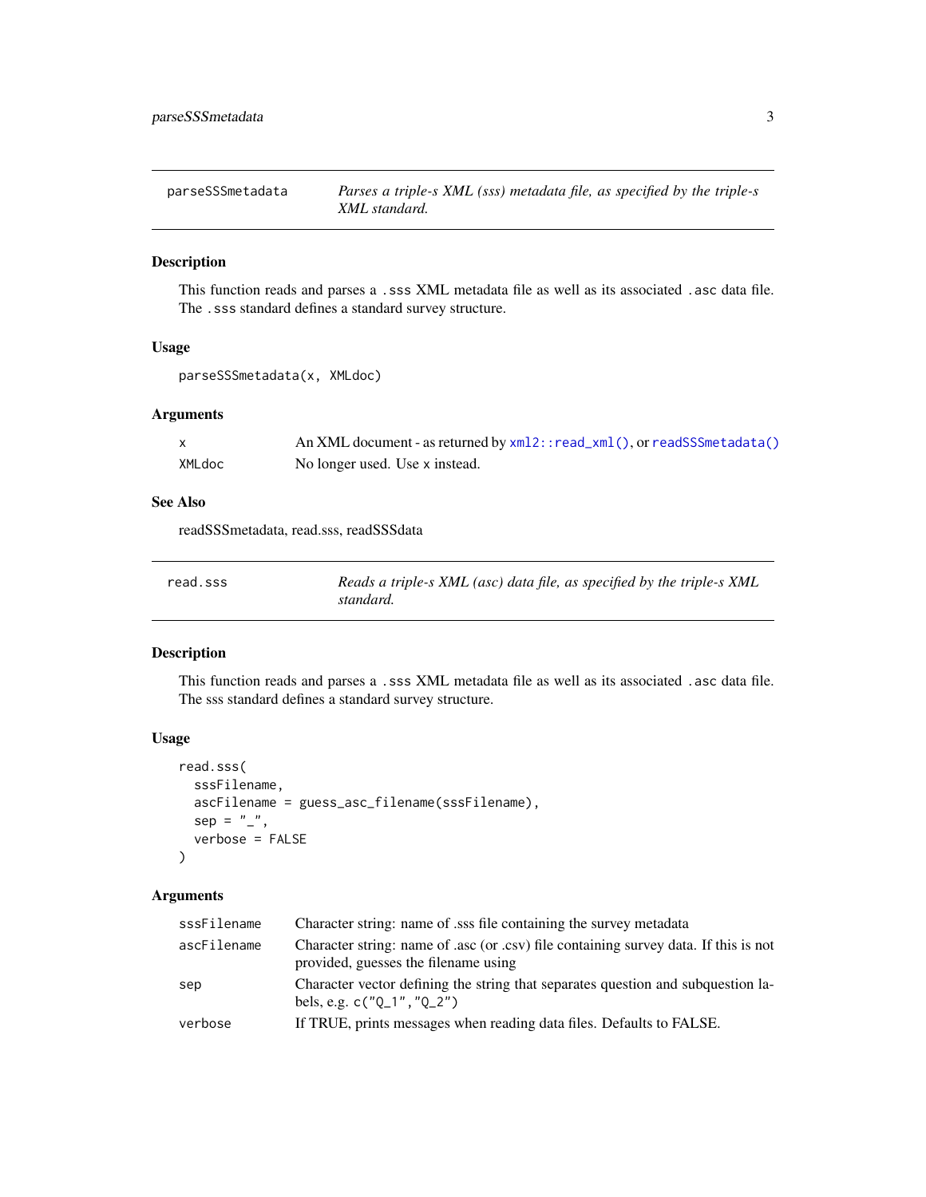## parseSSSmetadata — *Parses a triple-s XML (sss) metadata file, as specified by the triple-s XML standard.*

### Description

This function reads and parses a `.sss` XML metadata file as well as its associated `.asc` data file. The `.sss` standard defines a standard survey structure.

### Usage

```
parseSSSmetadata(x, XMLdoc)
```

### Arguments

| | |
|---|---|
| `x` | An XML document - as returned by `xml2::read_xml()`, or `readSSSmetadata()` |
| `XMLdoc` | No longer used. Use `x` instead. |

### See Also

readSSSmetadata, read.sss, readSSSdata

## read.sss — *Reads a triple-s XML (asc) data file, as specified by the triple-s XML standard.*

### Description

This function reads and parses a `.sss` XML metadata file as well as its associated `.asc` data file. The sss standard defines a standard survey structure.

### Usage

```
read.sss(
  sssFilename,
  ascFilename = guess_asc_filename(sssFilename),
  sep = "_",
  verbose = FALSE
)
```

### Arguments

| | |
|---|---|
| `sssFilename` | Character string: name of .sss file containing the survey metadata |
| `ascFilename` | Character string: name of .asc (or .csv) file containing survey data. If this is not provided, guesses the filename using |
| `sep` | Character vector defining the string that separates question and subquestion labels, e.g. `c("Q_1","Q_2")` |
| `verbose` | If TRUE, prints messages when reading data files. Defaults to FALSE. |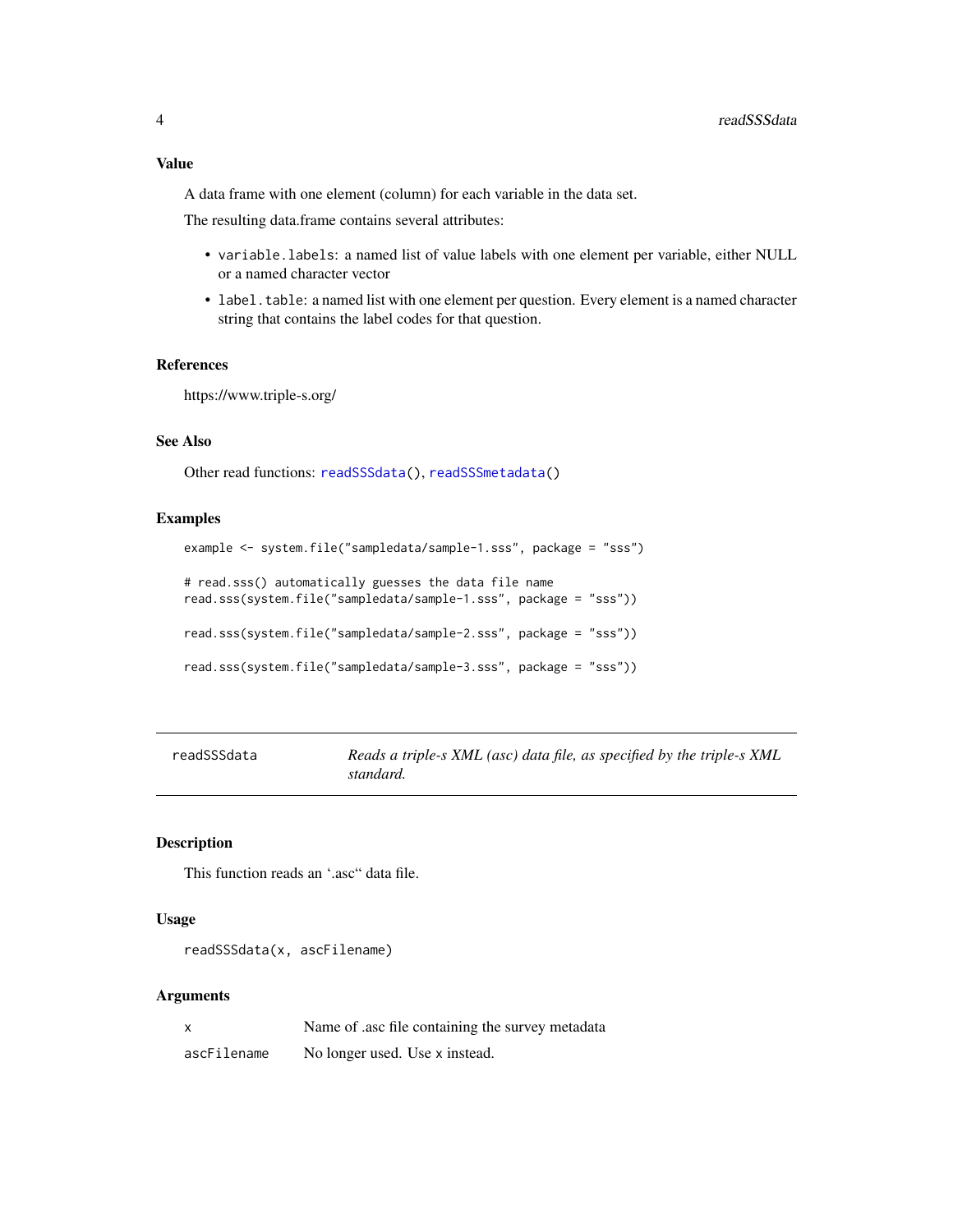## Value

A data frame with one element (column) for each variable in the data set.

The resulting data.frame contains several attributes:

- `variable.labels`: a named list of value labels with one element per variable, either NULL or a named character vector
- `label.table`: a named list with one element per question. Every element is a named character string that contains the label codes for that question.

## References

https://www.triple-s.org/

## See Also

Other read functions: `readSSSdata()`, `readSSSmetadata()`

## Examples

```
example <- system.file("sampledata/sample-1.sss", package = "sss")

# read.sss() automatically guesses the data file name
read.sss(system.file("sampledata/sample-1.sss", package = "sss"))

read.sss(system.file("sampledata/sample-2.sss", package = "sss"))

read.sss(system.file("sampledata/sample-3.sss", package = "sss"))
```

---

# readSSSdata — *Reads a triple-s XML (asc) data file, as specified by the triple-s XML standard.*

## Description

This function reads an '.asc" data file.

## Usage

```
readSSSdata(x, ascFilename)
```

## Arguments

| | |
|---|---|
| `x` | Name of .asc file containing the survey metadata |
| `ascFilename` | No longer used. Use `x` instead. |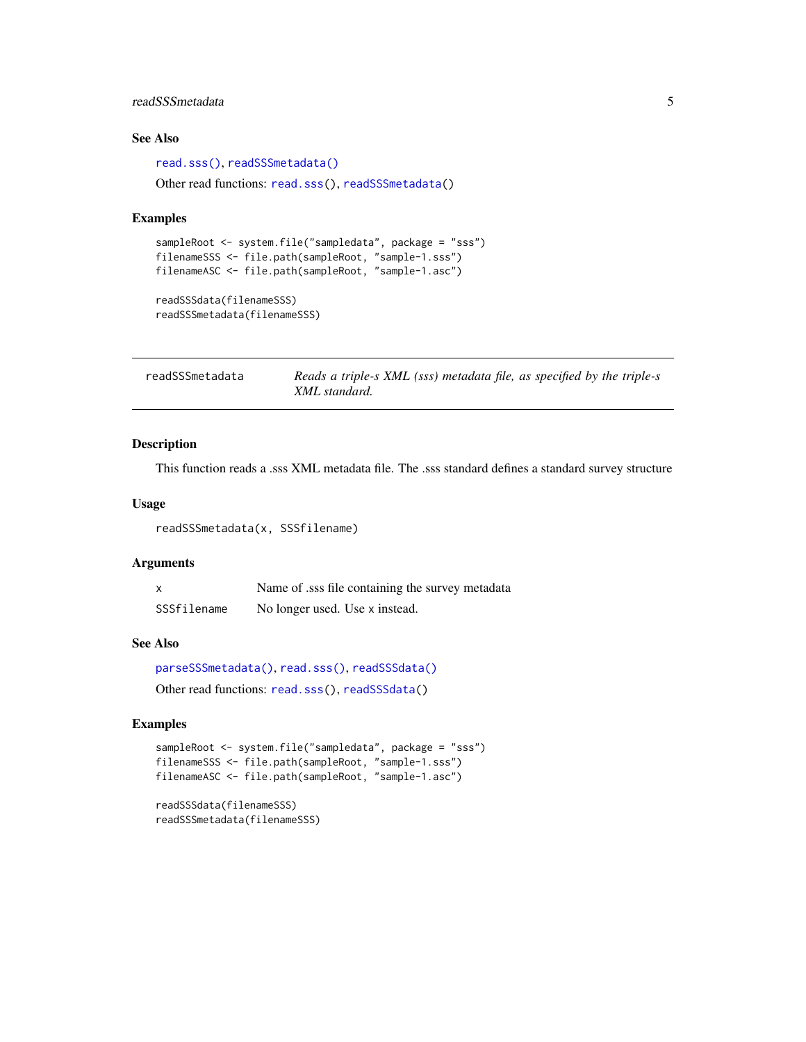## See Also

read.sss(), readSSSmetadata()

Other read functions: read.sss(), readSSSmetadata()

## Examples

```
sampleRoot <- system.file("sampledata", package = "sss")
filenameSSS <- file.path(sampleRoot, "sample-1.sss")
filenameASC <- file.path(sampleRoot, "sample-1.asc")

readSSSdata(filenameSSS)
readSSSmetadata(filenameSSS)
```

---

# readSSSmetadata — *Reads a triple-s XML (sss) metadata file, as specified by the triple-s XML standard.*

---

## Description

This function reads a .sss XML metadata file. The .sss standard defines a standard survey structure

## Usage

```
readSSSmetadata(x, SSSfilename)
```

## Arguments

| | |
|---|---|
| x | Name of .sss file containing the survey metadata |
| SSSfilename | No longer used. Use x instead. |

## See Also

parseSSSmetadata(), read.sss(), readSSSdata()

Other read functions: read.sss(), readSSSdata()

## Examples

```
sampleRoot <- system.file("sampledata", package = "sss")
filenameSSS <- file.path(sampleRoot, "sample-1.sss")
filenameASC <- file.path(sampleRoot, "sample-1.asc")

readSSSdata(filenameSSS)
readSSSmetadata(filenameSSS)
```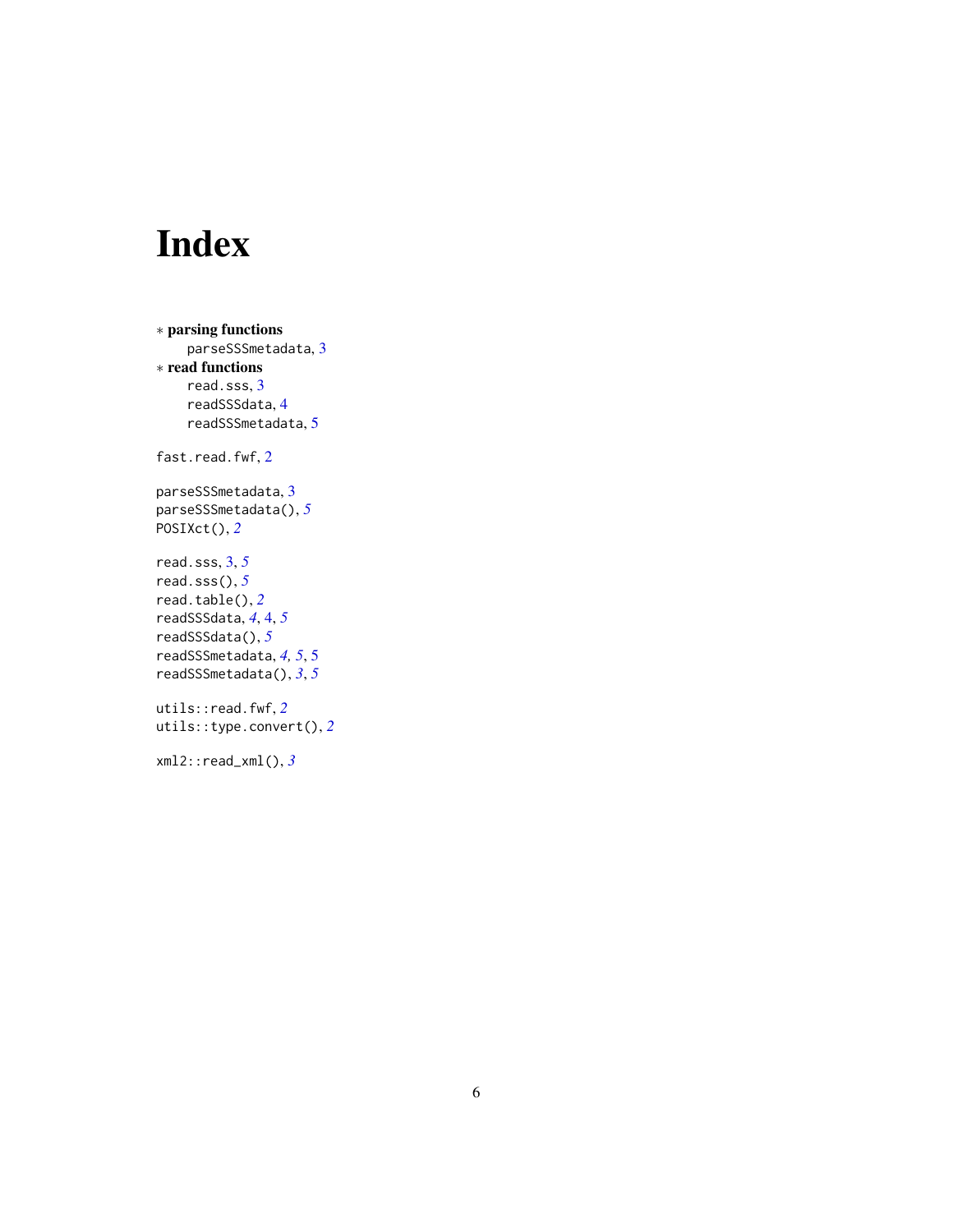# Index

∗ **parsing functions**
  parseSSSmetadata, 3
∗ **read functions**
  read.sss, 3
  readSSSdata, 4
  readSSSmetadata, 5

fast.read.fwf, 2

parseSSSmetadata, 3
parseSSSmetadata(), *5*
POSIXct(), *2*

read.sss, 3, *5*
read.sss(), *5*
read.table(), *2*
readSSSdata, *4*, 4, *5*
readSSSdata(), *5*
readSSSmetadata, *4, 5*, 5
readSSSmetadata(), *3*, *5*

utils::read.fwf, *2*
utils::type.convert(), *2*

xml2::read_xml(), *3*